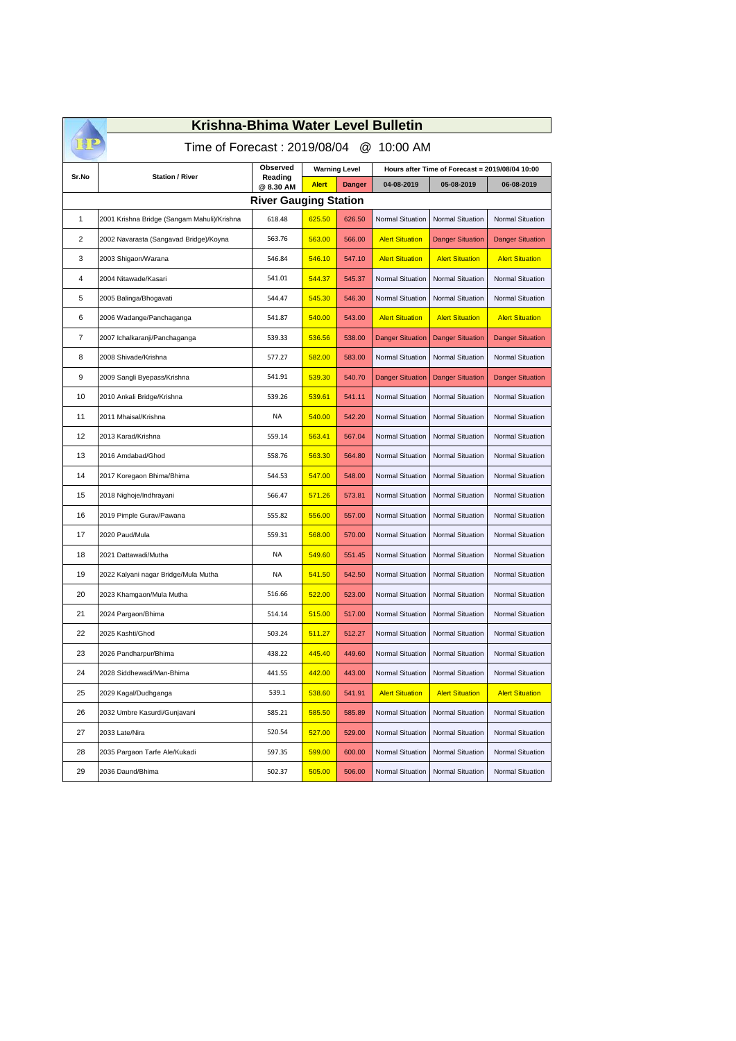# Krishna-Bhima Water Level Bulletin

## Time of Forecast : 2019/08/04 @ 10:00 AM

| Sr.No | Station / River | Observed Reading @ 8.30 AM | Warning Level | | Hours after Time of Forecast = 2019/08/04 10:00 | | |
|---|---|---|---|---|---|---|---|
| | | | Alert | Danger | 04-08-2019 | 05-08-2019 | 06-08-2019 |
| **River Gauging Station** | | | | | | | |
| 1 | 2001 Krishna Bridge (Sangam Mahuli)/Krishna | 618.48 | 625.50 | 626.50 | Normal Situation | Normal Situation | Normal Situation |
| 2 | 2002 Navarasta (Sangavad Bridge)/Koyna | 563.76 | 563.00 | 566.00 | Alert Situation | Danger Situation | Danger Situation |
| 3 | 2003 Shigaon/Warana | 546.84 | 546.10 | 547.10 | Alert Situation | Alert Situation | Alert Situation |
| 4 | 2004 Nitawade/Kasari | 541.01 | 544.37 | 545.37 | Normal Situation | Normal Situation | Normal Situation |
| 5 | 2005 Balinga/Bhogavati | 544.47 | 545.30 | 546.30 | Normal Situation | Normal Situation | Normal Situation |
| 6 | 2006 Wadange/Panchaganga | 541.87 | 540.00 | 543.00 | Alert Situation | Alert Situation | Alert Situation |
| 7 | 2007 Ichalkaranji/Panchaganga | 539.33 | 536.56 | 538.00 | Danger Situation | Danger Situation | Danger Situation |
| 8 | 2008 Shivade/Krishna | 577.27 | 582.00 | 583.00 | Normal Situation | Normal Situation | Normal Situation |
| 9 | 2009 Sangli Byepass/Krishna | 541.91 | 539.30 | 540.70 | Danger Situation | Danger Situation | Danger Situation |
| 10 | 2010 Ankali Bridge/Krishna | 539.26 | 539.61 | 541.11 | Normal Situation | Normal Situation | Normal Situation |
| 11 | 2011 Mhaisal/Krishna | NA | 540.00 | 542.20 | Normal Situation | Normal Situation | Normal Situation |
| 12 | 2013 Karad/Krishna | 559.14 | 563.41 | 567.04 | Normal Situation | Normal Situation | Normal Situation |
| 13 | 2016 Amdabad/Ghod | 558.76 | 563.30 | 564.80 | Normal Situation | Normal Situation | Normal Situation |
| 14 | 2017 Koregaon Bhima/Bhima | 544.53 | 547.00 | 548.00 | Normal Situation | Normal Situation | Normal Situation |
| 15 | 2018 Nighoje/Indhrayani | 566.47 | 571.26 | 573.81 | Normal Situation | Normal Situation | Normal Situation |
| 16 | 2019 Pimple Gurav/Pawana | 555.82 | 556.00 | 557.00 | Normal Situation | Normal Situation | Normal Situation |
| 17 | 2020 Paud/Mula | 559.31 | 568.00 | 570.00 | Normal Situation | Normal Situation | Normal Situation |
| 18 | 2021 Dattawadi/Mutha | NA | 549.60 | 551.45 | Normal Situation | Normal Situation | Normal Situation |
| 19 | 2022 Kalyani nagar Bridge/Mula Mutha | NA | 541.50 | 542.50 | Normal Situation | Normal Situation | Normal Situation |
| 20 | 2023 Khamgaon/Mula Mutha | 516.66 | 522.00 | 523.00 | Normal Situation | Normal Situation | Normal Situation |
| 21 | 2024 Pargaon/Bhima | 514.14 | 515.00 | 517.00 | Normal Situation | Normal Situation | Normal Situation |
| 22 | 2025 Kashti/Ghod | 503.24 | 511.27 | 512.27 | Normal Situation | Normal Situation | Normal Situation |
| 23 | 2026 Pandharpur/Bhima | 438.22 | 445.40 | 449.60 | Normal Situation | Normal Situation | Normal Situation |
| 24 | 2028 Siddhewadi/Man-Bhima | 441.55 | 442.00 | 443.00 | Normal Situation | Normal Situation | Normal Situation |
| 25 | 2029 Kagal/Dudhganga | 539.1 | 538.60 | 541.91 | Alert Situation | Alert Situation | Alert Situation |
| 26 | 2032 Umbre Kasurdi/Gunjavani | 585.21 | 585.50 | 585.89 | Normal Situation | Normal Situation | Normal Situation |
| 27 | 2033 Late/Nira | 520.54 | 527.00 | 529.00 | Normal Situation | Normal Situation | Normal Situation |
| 28 | 2035 Pargaon Tarfe Ale/Kukadi | 597.35 | 599.00 | 600.00 | Normal Situation | Normal Situation | Normal Situation |
| 29 | 2036 Daund/Bhima | 502.37 | 505.00 | 506.00 | Normal Situation | Normal Situation | Normal Situation |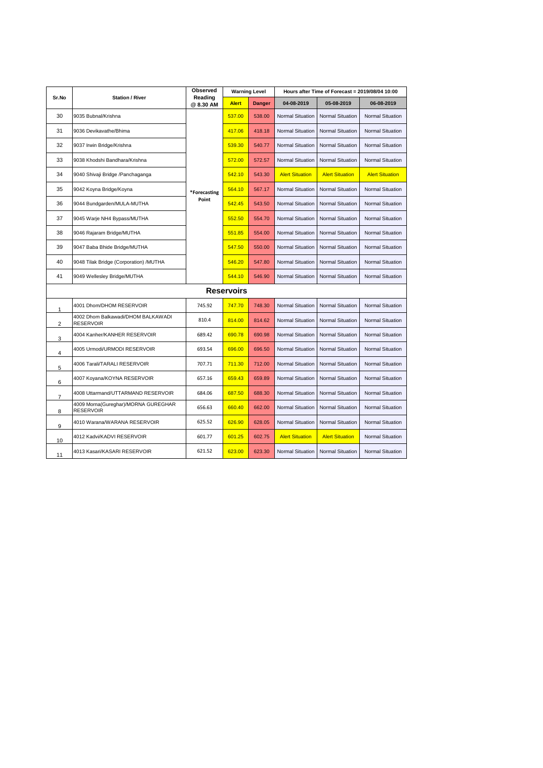| Sr.No | Station / River | Observed Reading @ 8.30 AM | Warning Level | | Hours after Time of Forecast = 2019/08/04 10:00 | | |
|---|---|---|---|---|---|---|---|
| | | | Alert | Danger | 04-08-2019 | 05-08-2019 | 06-08-2019 |
| 30 | 9035 Bubnal/Krishna | *Forecasting Point | 537.00 | 538.00 | Normal Situation | Normal Situation | Normal Situation |
| 31 | 9036 Devikavathe/Bhima | | 417.06 | 418.18 | Normal Situation | Normal Situation | Normal Situation |
| 32 | 9037 Irwin Bridge/Krishna | | 539.30 | 540.77 | Normal Situation | Normal Situation | Normal Situation |
| 33 | 9038 Khodshi Bandhara/Krishna | | 572.00 | 572.57 | Normal Situation | Normal Situation | Normal Situation |
| 34 | 9040 Shivaji Bridge /Panchaganga | | 542.10 | 543.30 | Alert Situation | Alert Situation | Alert Situation |
| 35 | 9042 Koyna Bridge/Koyna | | 564.10 | 567.17 | Normal Situation | Normal Situation | Normal Situation |
| 36 | 9044 Bundgarden/MULA-MUTHA | | 542.45 | 543.50 | Normal Situation | Normal Situation | Normal Situation |
| 37 | 9045 Warje NH4 Bypass/MUTHA | | 552.50 | 554.70 | Normal Situation | Normal Situation | Normal Situation |
| 38 | 9046 Rajaram Bridge/MUTHA | | 551.85 | 554.00 | Normal Situation | Normal Situation | Normal Situation |
| 39 | 9047 Baba Bhide Bridge/MUTHA | | 547.50 | 550.00 | Normal Situation | Normal Situation | Normal Situation |
| 40 | 9048 Tilak Bridge (Corporation) /MUTHA | | 546.20 | 547.80 | Normal Situation | Normal Situation | Normal Situation |
| 41 | 9049 Wellesley Bridge/MUTHA | | 544.10 | 546.90 | Normal Situation | Normal Situation | Normal Situation |
| **Reservoirs** | | | | | | | |
| 1 | 4001 Dhom/DHOM RESERVOIR | 745.92 | 747.70 | 748.30 | Normal Situation | Normal Situation | Normal Situation |
| 2 | 4002 Dhom Balkawadi/DHOM BALKAWADI RESERVOIR | 810.4 | 814.00 | 814.62 | Normal Situation | Normal Situation | Normal Situation |
| 3 | 4004 Kanher/KANHER RESERVOIR | 689.42 | 690.78 | 690.98 | Normal Situation | Normal Situation | Normal Situation |
| 4 | 4005 Urmodi/URMODI RESERVOIR | 693.54 | 696.00 | 696.50 | Normal Situation | Normal Situation | Normal Situation |
| 5 | 4006 Tarali/TARALI RESERVOIR | 707.71 | 711.30 | 712.00 | Normal Situation | Normal Situation | Normal Situation |
| 6 | 4007 Koyana/KOYNA RESERVOIR | 657.16 | 659.43 | 659.89 | Normal Situation | Normal Situation | Normal Situation |
| 7 | 4008 Uttarmand/UTTARMAND RESERVOIR | 684.06 | 687.50 | 688.30 | Normal Situation | Normal Situation | Normal Situation |
| 8 | 4009 Morna(Gureghar)/MORNA GUREGHAR RESERVOIR | 656.63 | 660.40 | 662.00 | Normal Situation | Normal Situation | Normal Situation |
| 9 | 4010 Warana/WARANA RESERVOIR | 625.52 | 626.90 | 628.05 | Normal Situation | Normal Situation | Normal Situation |
| 10 | 4012 Kadvi/KADVI RESERVOIR | 601.77 | 601.25 | 602.75 | Alert Situation | Alert Situation | Normal Situation |
| 11 | 4013 Kasari/KASARI RESERVOIR | 621.52 | 623.00 | 623.30 | Normal Situation | Normal Situation | Normal Situation |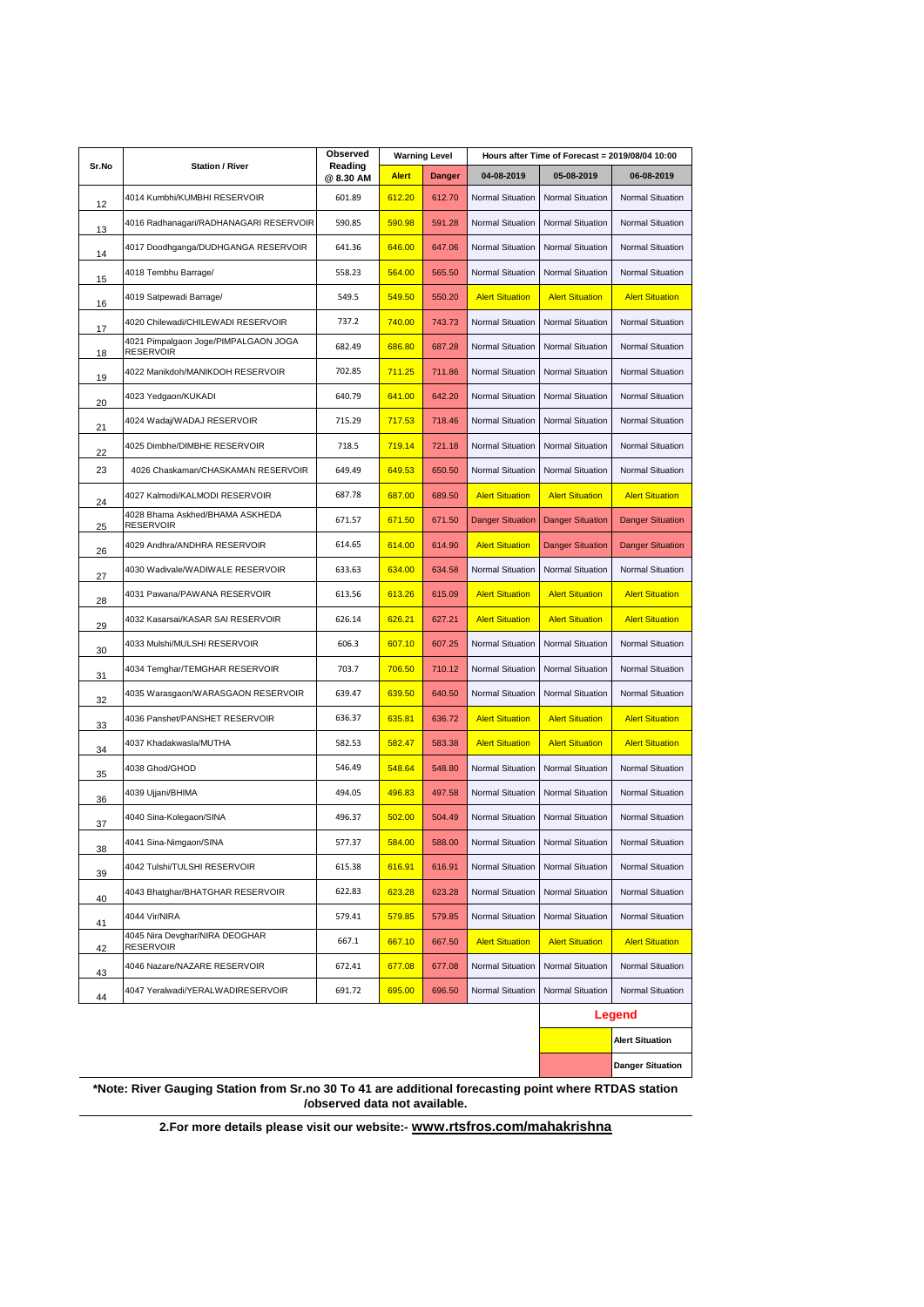| Sr.No | Station / River | Observed Reading @ 8.30 AM | Warning Level | | Hours after Time of Forecast = 2019/08/04 10:00 | | |
|---|---|---|---|---|---|---|---|
| | | | Alert | Danger | 04-08-2019 | 05-08-2019 | 06-08-2019 |
| 12 | 4014 Kumbhi/KUMBHI RESERVOIR | 601.89 | 612.20 | 612.70 | Normal Situation | Normal Situation | Normal Situation |
| 13 | 4016 Radhanagari/RADHANAGARI RESERVOIR | 590.85 | 590.98 | 591.28 | Normal Situation | Normal Situation | Normal Situation |
| 14 | 4017 Doodhganga/DUDHGANGA RESERVOIR | 641.36 | 646.00 | 647.06 | Normal Situation | Normal Situation | Normal Situation |
| 15 | 4018 Tembhu Barrage/ | 558.23 | 564.00 | 565.50 | Normal Situation | Normal Situation | Normal Situation |
| 16 | 4019 Satpewadi Barrage/ | 549.5 | 549.50 | 550.20 | Alert Situation | Alert Situation | Alert Situation |
| 17 | 4020 Chilewadi/CHILEWADI RESERVOIR | 737.2 | 740.00 | 743.73 | Normal Situation | Normal Situation | Normal Situation |
| 18 | 4021 Pimpalgaon Joge/PIMPALGAON JOGA RESERVOIR | 682.49 | 686.80 | 687.28 | Normal Situation | Normal Situation | Normal Situation |
| 19 | 4022 Manikdoh/MANIKDOH RESERVOIR | 702.85 | 711.25 | 711.86 | Normal Situation | Normal Situation | Normal Situation |
| 20 | 4023 Yedgaon/KUKADI | 640.79 | 641.00 | 642.20 | Normal Situation | Normal Situation | Normal Situation |
| 21 | 4024 Wadaj/WADAJ RESERVOIR | 715.29 | 717.53 | 718.46 | Normal Situation | Normal Situation | Normal Situation |
| 22 | 4025 Dimbhe/DIMBHE RESERVOIR | 718.5 | 719.14 | 721.18 | Normal Situation | Normal Situation | Normal Situation |
| 23 | 4026 Chaskaman/CHASKAMAN RESERVOIR | 649.49 | 649.53 | 650.50 | Normal Situation | Normal Situation | Normal Situation |
| 24 | 4027 Kalmodi/KALMODI RESERVOIR | 687.78 | 687.00 | 689.50 | Alert Situation | Alert Situation | Alert Situation |
| 25 | 4028 Bhama Askhed/BHAMA ASKHEDA RESERVOIR | 671.57 | 671.50 | 671.50 | Danger Situation | Danger Situation | Danger Situation |
| 26 | 4029 Andhra/ANDHRA RESERVOIR | 614.65 | 614.00 | 614.90 | Alert Situation | Danger Situation | Danger Situation |
| 27 | 4030 Wadivale/WADIWALE RESERVOIR | 633.63 | 634.00 | 634.58 | Normal Situation | Normal Situation | Normal Situation |
| 28 | 4031 Pawana/PAWANA RESERVOIR | 613.56 | 613.26 | 615.09 | Alert Situation | Alert Situation | Alert Situation |
| 29 | 4032 Kasarsai/KASAR SAI RESERVOIR | 626.14 | 626.21 | 627.21 | Alert Situation | Alert Situation | Alert Situation |
| 30 | 4033 Mulshi/MULSHI RESERVOIR | 606.3 | 607.10 | 607.25 | Normal Situation | Normal Situation | Normal Situation |
| 31 | 4034 Temghar/TEMGHAR RESERVOIR | 703.7 | 706.50 | 710.12 | Normal Situation | Normal Situation | Normal Situation |
| 32 | 4035 Warasgaon/WARASGAON RESERVOIR | 639.47 | 639.50 | 640.50 | Normal Situation | Normal Situation | Normal Situation |
| 33 | 4036 Panshet/PANSHET RESERVOIR | 636.37 | 635.81 | 636.72 | Alert Situation | Alert Situation | Alert Situation |
| 34 | 4037 Khadakwasla/MUTHA | 582.53 | 582.47 | 583.38 | Alert Situation | Alert Situation | Alert Situation |
| 35 | 4038 Ghod/GHOD | 546.49 | 548.64 | 548.80 | Normal Situation | Normal Situation | Normal Situation |
| 36 | 4039 Ujjani/BHIMA | 494.05 | 496.83 | 497.58 | Normal Situation | Normal Situation | Normal Situation |
| 37 | 4040 Sina-Kolegaon/SINA | 496.37 | 502.00 | 504.49 | Normal Situation | Normal Situation | Normal Situation |
| 38 | 4041 Sina-Nimgaon/SINA | 577.37 | 584.00 | 588.00 | Normal Situation | Normal Situation | Normal Situation |
| 39 | 4042 Tulshi/TULSHI RESERVOIR | 615.38 | 616.91 | 616.91 | Normal Situation | Normal Situation | Normal Situation |
| 40 | 4043 Bhatghar/BHATGHAR RESERVOIR | 622.83 | 623.28 | 623.28 | Normal Situation | Normal Situation | Normal Situation |
| 41 | 4044 Vir/NIRA | 579.41 | 579.85 | 579.85 | Normal Situation | Normal Situation | Normal Situation |
| 42 | 4045 Nira Devghar/NIRA DEOGHAR RESERVOIR | 667.1 | 667.10 | 667.50 | Alert Situation | Alert Situation | Alert Situation |
| 43 | 4046 Nazare/NAZARE RESERVOIR | 672.41 | 677.08 | 677.08 | Normal Situation | Normal Situation | Normal Situation |
| 44 | 4047 Yeralwadi/YERALWADIRESERVOIR | 691.72 | 695.00 | 696.50 | Normal Situation | Normal Situation | Normal Situation |

**Legend**

- Alert Situation (yellow)
- Danger Situation (red)

**\*Note: River Gauging Station from Sr.no 30 To 41 are additional forecasting point where RTDAS station /observed data not available.**

**2.For more details please visit our website:- www.rtsfros.com/mahakrishna**